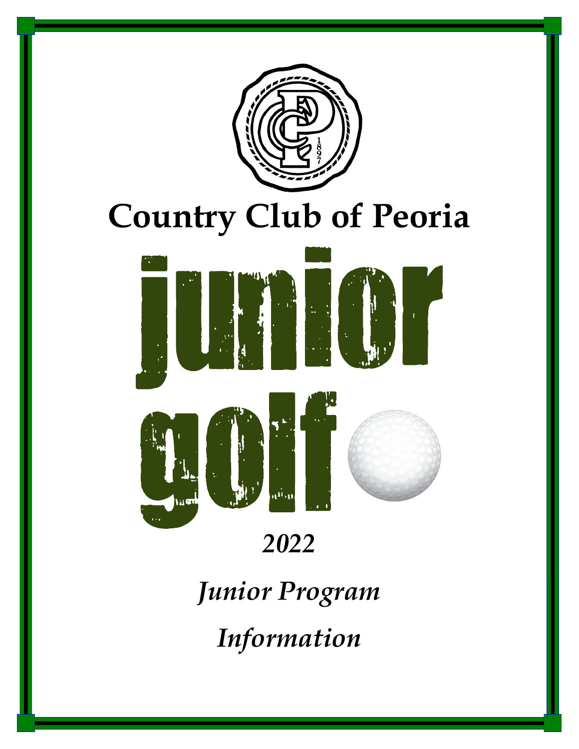# Country Club of Peoria

# junior golf

***2022***

***Junior Program***

***Information***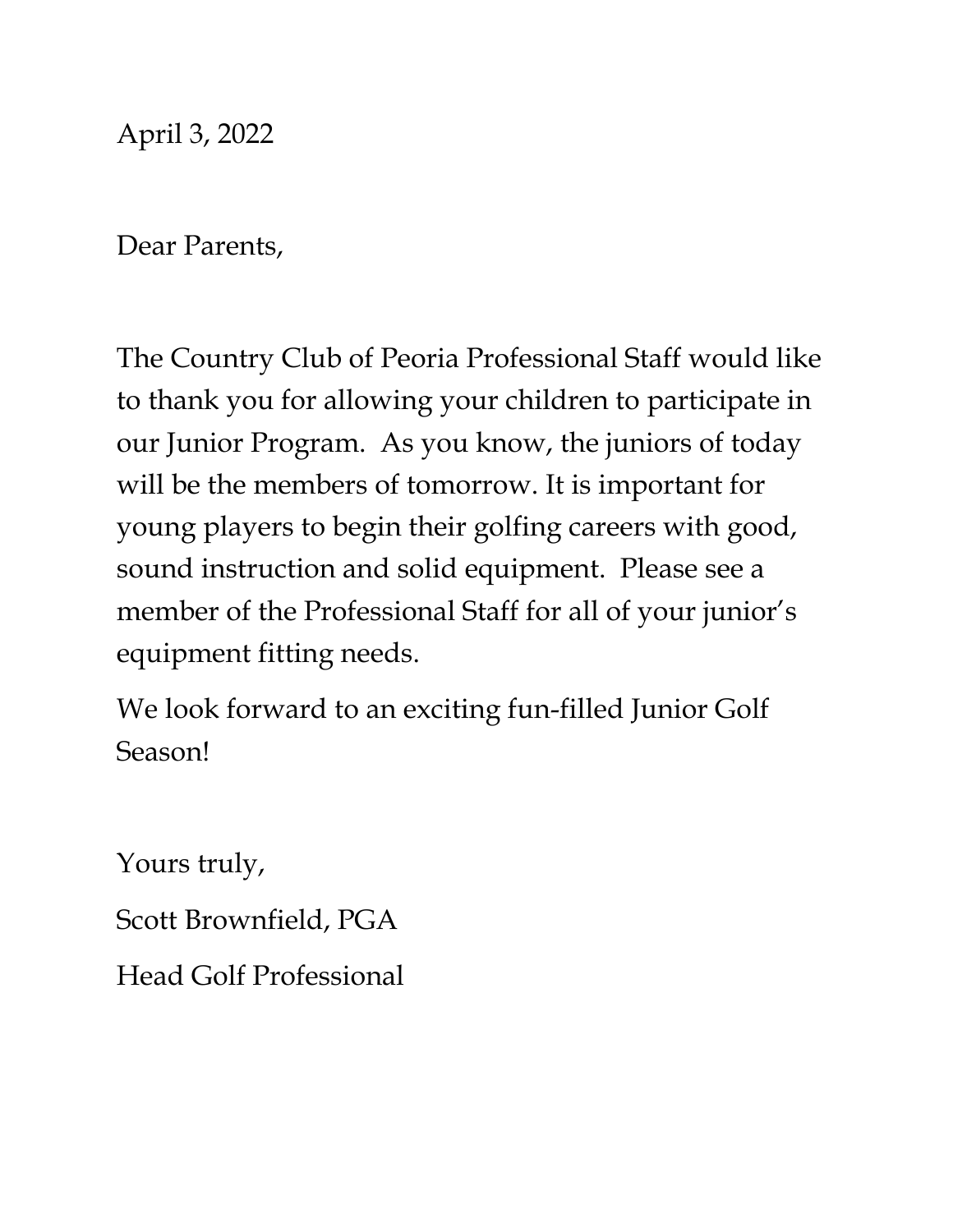April 3, 2022

Dear Parents,

The Country Club of Peoria Professional Staff would like to thank you for allowing your children to participate in our Junior Program. As you know, the juniors of today will be the members of tomorrow. It is important for young players to begin their golfing careers with good, sound instruction and solid equipment. Please see a member of the Professional Staff for all of your junior's equipment fitting needs.

We look forward to an exciting fun-filled Junior Golf Season!

Yours truly,

Scott Brownfield, PGA

Head Golf Professional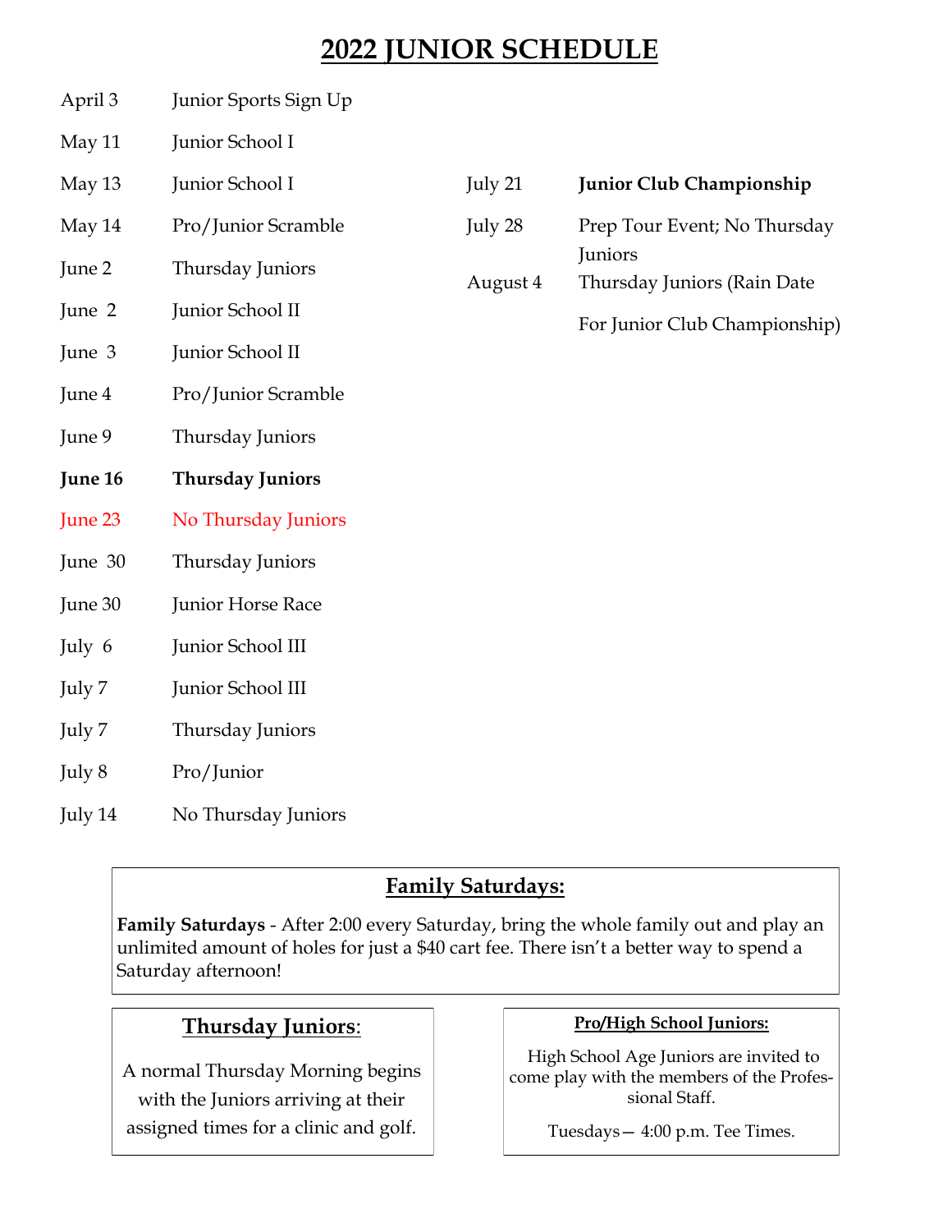# 2022 JUNIOR SCHEDULE

| Date | Event |
|---|---|
| April 3 | Junior Sports Sign Up |
| May 11 | Junior School I |
| May 13 | Junior School I |
| May 14 | Pro/Junior Scramble |
| June 2 | Thursday Juniors |
| June 2 | Junior School II |
| June 3 | Junior School II |
| June 4 | Pro/Junior Scramble |
| June 9 | Thursday Juniors |
| **June 16** | **Thursday Juniors** |
| June 23 | No Thursday Juniors |
| June 30 | Thursday Juniors |
| June 30 | Junior Horse Race |
| July 6 | Junior School III |
| July 7 | Junior School III |
| July 7 | Thursday Juniors |
| July 8 | Pro/Junior |
| July 14 | No Thursday Juniors |
| July 21 | **Junior Club Championship** |
| July 28 | Prep Tour Event; No Thursday Juniors |
| August 4 | Thursday Juniors (Rain Date For Junior Club Championship) |

## Family Saturdays:

**Family Saturdays** - After 2:00 every Saturday, bring the whole family out and play an unlimited amount of holes for just a $40 cart fee. There isn't a better way to spend a Saturday afternoon!

## Thursday Juniors:

A normal Thursday Morning begins with the Juniors arriving at their assigned times for a clinic and golf.

### Pro/High School Juniors:

High School Age Juniors are invited to come play with the members of the Professional Staff.

Tuesdays— 4:00 p.m. Tee Times.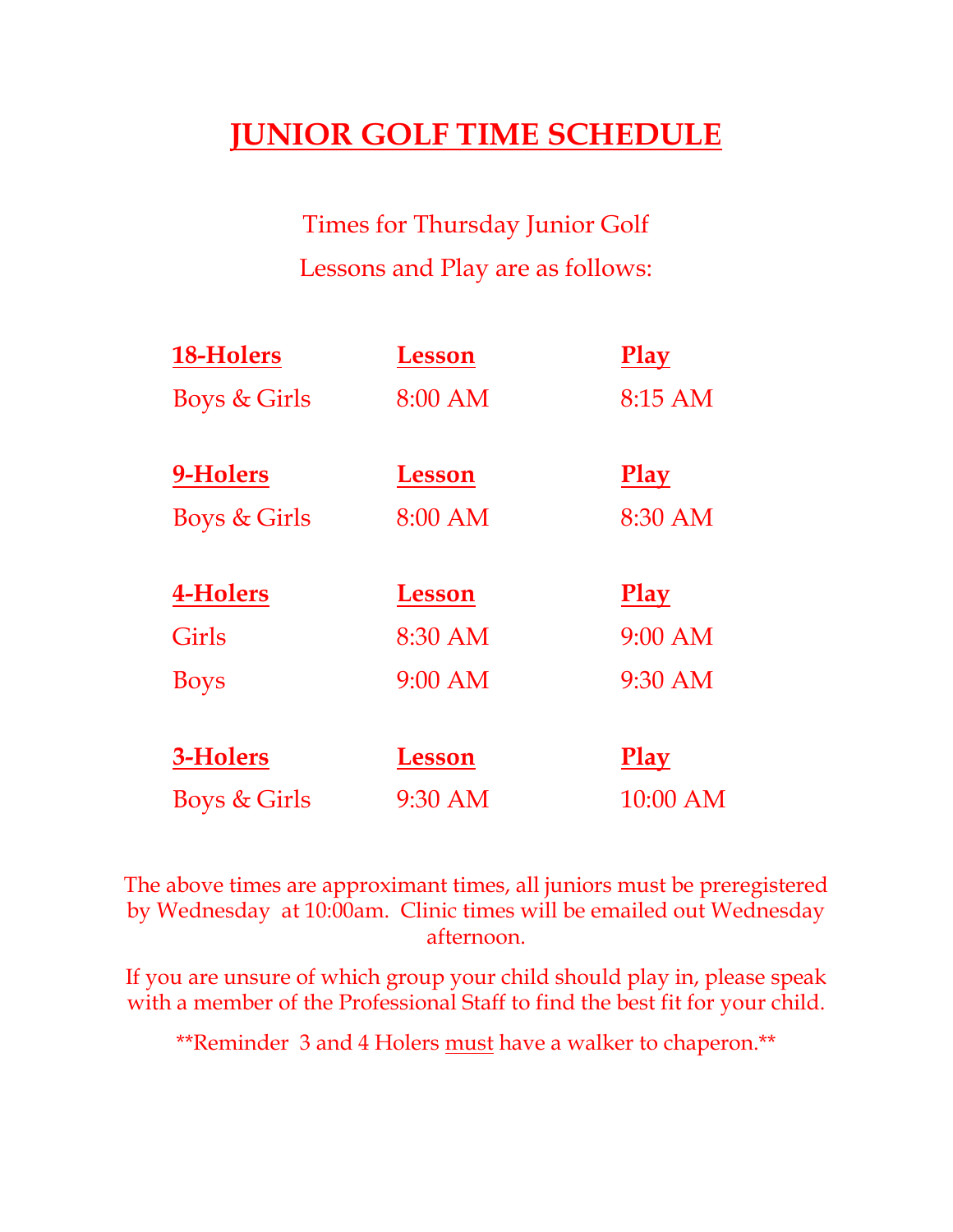# JUNIOR GOLF TIME SCHEDULE

Times for Thursday Junior Golf
Lessons and Play are as follows:

| **18-Holers** | **Lesson** | **Play** |
|---|---|---|
| Boys & Girls | 8:00 AM | 8:15 AM |

| **9-Holers** | **Lesson** | **Play** |
|---|---|---|
| Boys & Girls | 8:00 AM | 8:30 AM |

| **4-Holers** | **Lesson** | **Play** |
|---|---|---|
| Girls | 8:30 AM | 9:00 AM |
| Boys | 9:00 AM | 9:30 AM |

| **3-Holers** | **Lesson** | **Play** |
|---|---|---|
| Boys & Girls | 9:30 AM | 10:00 AM |

The above times are approximant times, all juniors must be preregistered by Wednesday at 10:00am. Clinic times will be emailed out Wednesday afternoon.

If you are unsure of which group your child should play in, please speak with a member of the Professional Staff to find the best fit for your child.

**Reminder 3 and 4 Holers must have a walker to chaperon.**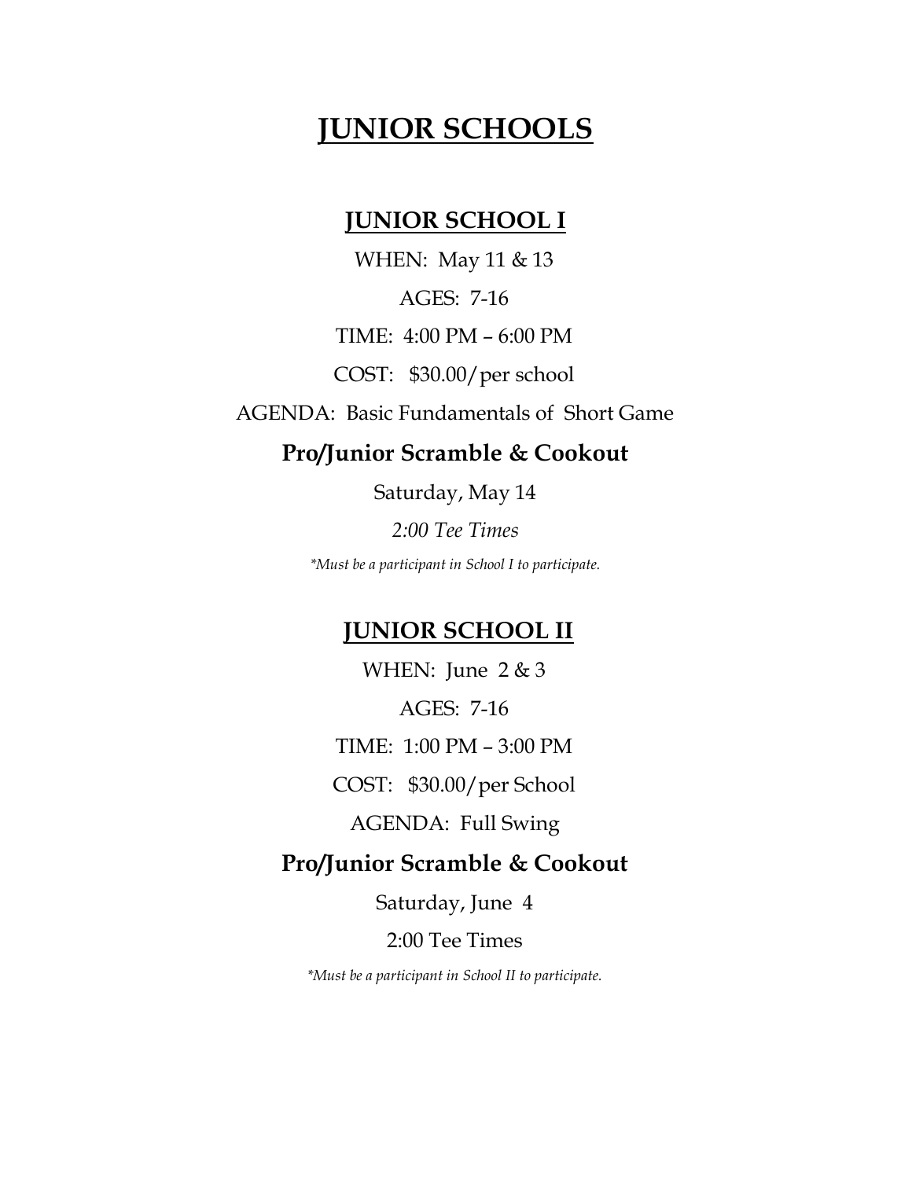# JUNIOR SCHOOLS

## JUNIOR SCHOOL I

WHEN: May 11 & 13

AGES: 7-16

TIME: 4:00 PM – 6:00 PM

COST: $30.00/per school

AGENDA: Basic Fundamentals of Short Game

### Pro/Junior Scramble & Cookout

Saturday, May 14

*2:00 Tee Times*

*\*Must be a participant in School I to participate.*

## JUNIOR SCHOOL II

WHEN: June 2 & 3

AGES: 7-16

TIME: 1:00 PM – 3:00 PM

COST: $30.00/per School

AGENDA: Full Swing

### Pro/Junior Scramble & Cookout

Saturday, June 4

2:00 Tee Times

*\*Must be a participant in School II to participate.*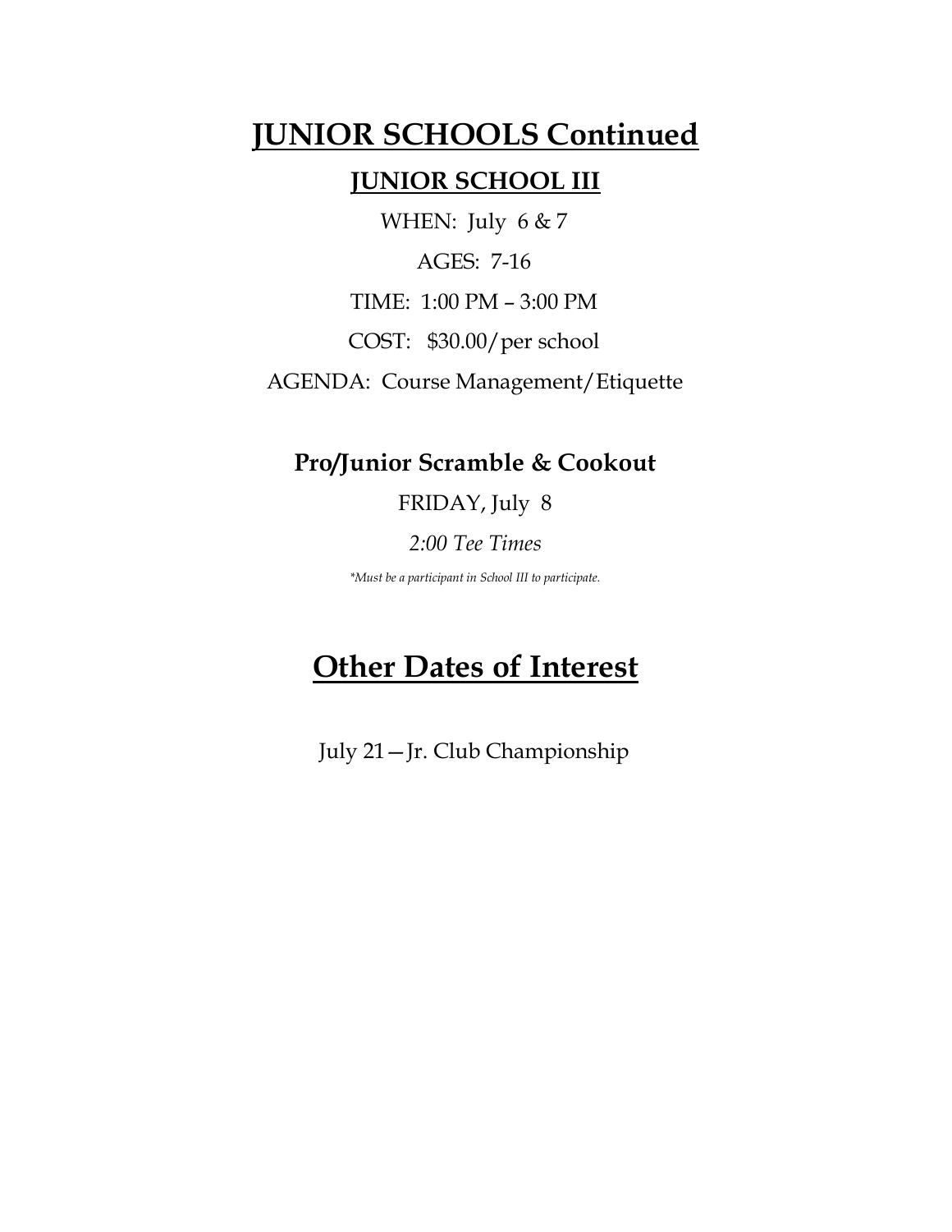# JUNIOR SCHOOLS Continued

## JUNIOR SCHOOL III

WHEN: July 6 & 7

AGES: 7-16

TIME: 1:00 PM – 3:00 PM

COST: $30.00/per school

AGENDA: Course Management/Etiquette

**Pro/Junior Scramble & Cookout**

FRIDAY, July 8

*2:00 Tee Times*

**Must be a participant in School III to participate.*

# Other Dates of Interest

July 21—Jr. Club Championship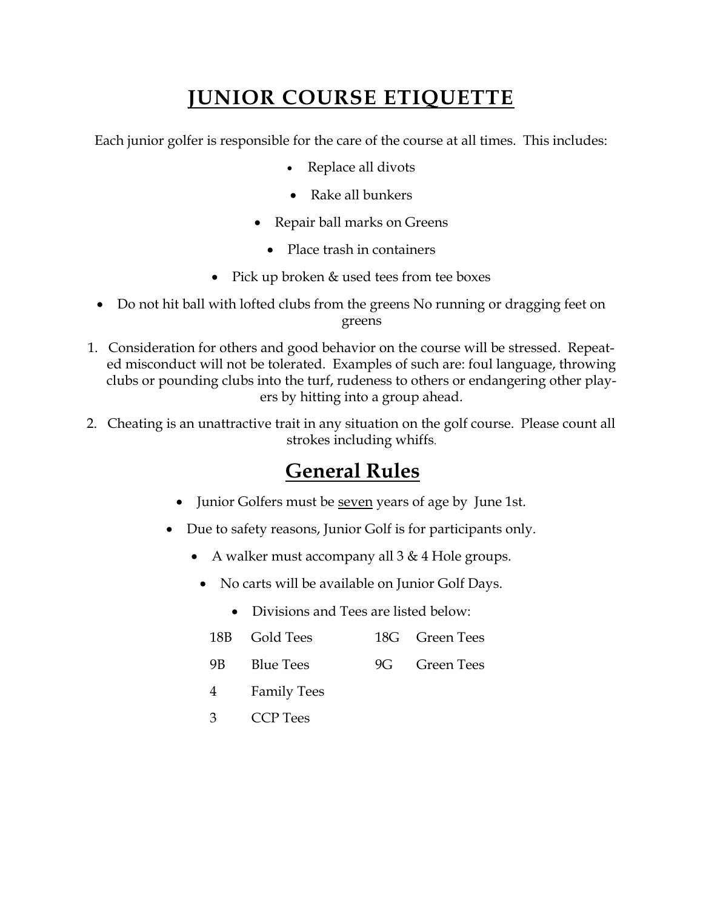# JUNIOR COURSE ETIQUETTE

Each junior golfer is responsible for the care of the course at all times. This includes:

- Replace all divots
- Rake all bunkers
- Repair ball marks on Greens
- Place trash in containers
- Pick up broken & used tees from tee boxes
- Do not hit ball with lofted clubs from the greens No running or dragging feet on greens

1. Consideration for others and good behavior on the course will be stressed. Repeated misconduct will not be tolerated. Examples of such are: foul language, throwing clubs or pounding clubs into the turf, rudeness to others or endangering other players by hitting into a group ahead.
2. Cheating is an unattractive trait in any situation on the golf course. Please count all strokes including whiffs.

# General Rules

- Junior Golfers must be <u>seven</u> years of age by June 1st.
- Due to safety reasons, Junior Golf is for participants only.
- A walker must accompany all 3 & 4 Hole groups.
- No carts will be available on Junior Golf Days.
- Divisions and Tees are listed below:

| | | | |
|---|---|---|---|
| 18B | Gold Tees | 18G | Green Tees |
| 9B | Blue Tees | 9G | Green Tees |
| 4 | Family Tees | | |
| 3 | CCP Tees | | |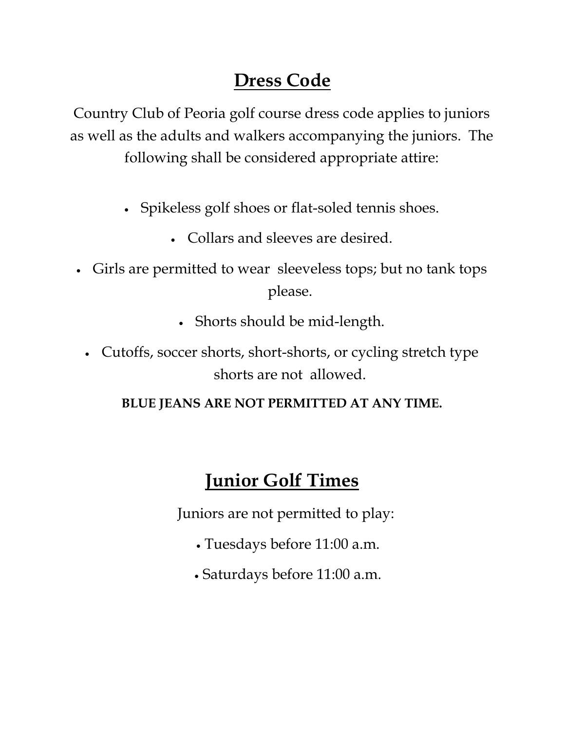## Dress Code

Country Club of Peoria golf course dress code applies to juniors as well as the adults and walkers accompanying the juniors. The following shall be considered appropriate attire:

- Spikeless golf shoes or flat-soled tennis shoes.
- Collars and sleeves are desired.
- Girls are permitted to wear sleeveless tops; but no tank tops please.
- Shorts should be mid-length.
- Cutoffs, soccer shorts, short-shorts, or cycling stretch type shorts are not allowed.

**BLUE JEANS ARE NOT PERMITTED AT ANY TIME.**

## Junior Golf Times

Juniors are not permitted to play:

- Tuesdays before 11:00 a.m.
- Saturdays before 11:00 a.m.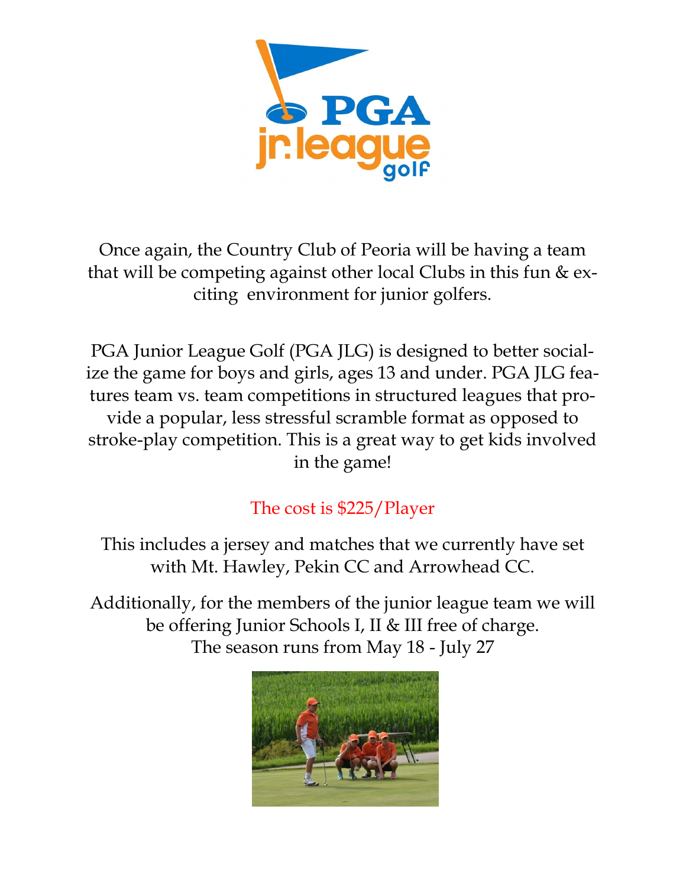Once again, the Country Club of Peoria will be having a team that will be competing against other local Clubs in this fun & exciting environment for junior golfers.

PGA Junior League Golf (PGA JLG) is designed to better socialize the game for boys and girls, ages 13 and under. PGA JLG features team vs. team competitions in structured leagues that provide a popular, less stressful scramble format as opposed to stroke-play competition. This is a great way to get kids involved in the game!

The cost is $225/Player

This includes a jersey and matches that we currently have set with Mt. Hawley, Pekin CC and Arrowhead CC.

Additionally, for the members of the junior league team we will be offering Junior Schools I, II & III free of charge.
The season runs from May 18 - July 27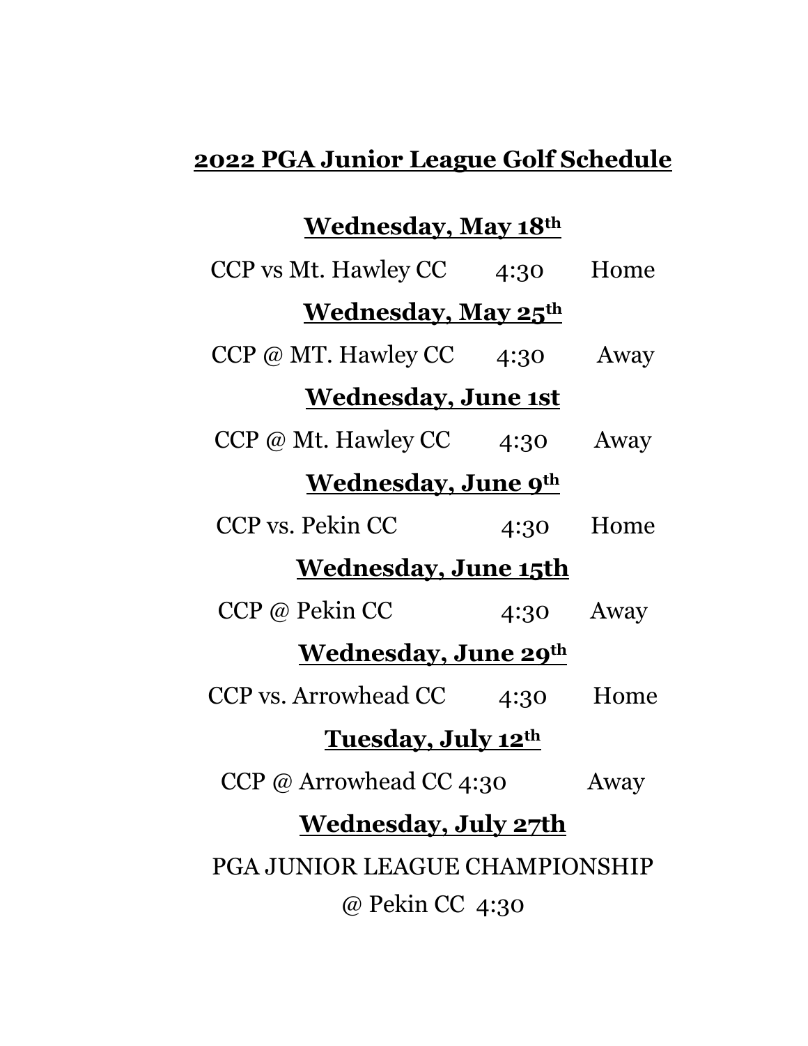## 2022 PGA Junior League Golf Schedule

**Wednesday, May 18th**

CCP vs Mt. Hawley CC 4:30 Home

**Wednesday, May 25th**

CCP @ MT. Hawley CC 4:30 Away

**Wednesday, June 1st**

CCP @ Mt. Hawley CC 4:30 Away

**Wednesday, June 9th**

CCP vs. Pekin CC 4:30 Home

**Wednesday, June 15th**

CCP @ Pekin CC 4:30 Away

**Wednesday, June 29th**

CCP vs. Arrowhead CC 4:30 Home

**Tuesday, July 12th**

CCP @ Arrowhead CC 4:30 Away

**Wednesday, July 27th**

PGA JUNIOR LEAGUE CHAMPIONSHIP

@ Pekin CC 4:30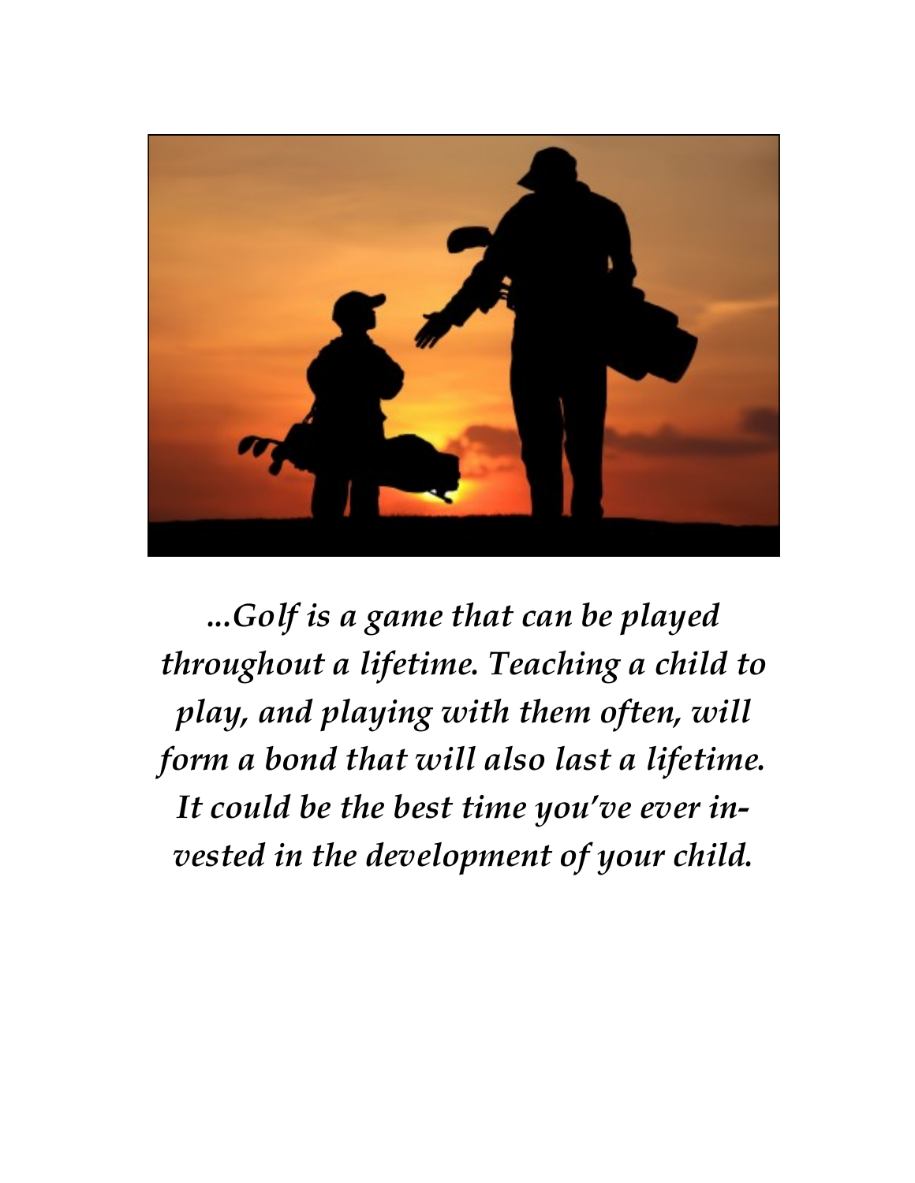*...Golf is a game that can be played throughout a lifetime. Teaching a child to play, and playing with them often, will form a bond that will also last a lifetime. It could be the best time you've ever invested in the development of your child.*